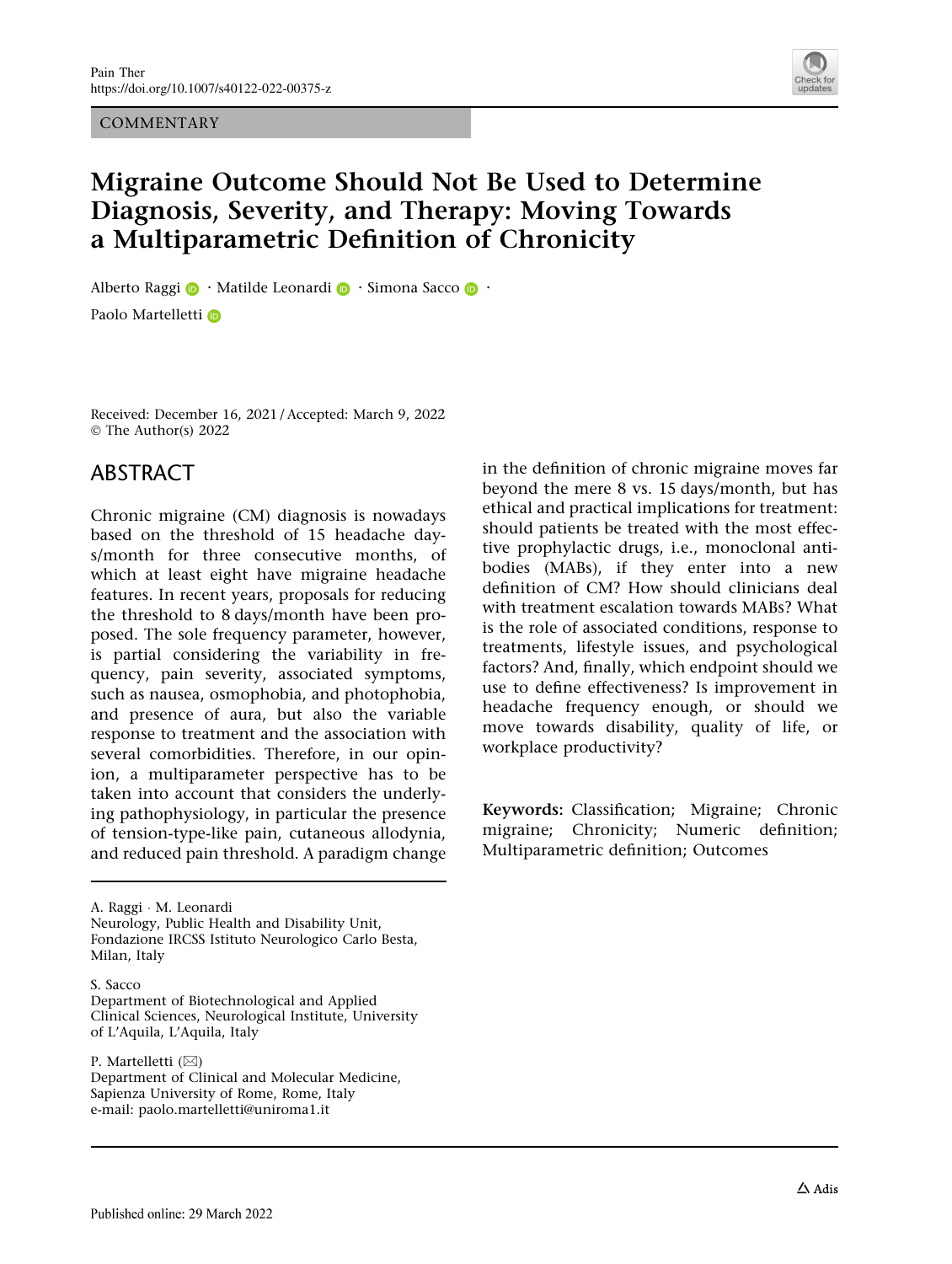COMMENTARY

# Migraine Outcome Should Not Be Used to Determine Diagnosis, Severity, and Therapy: Moving Towards a Multiparametric Definition of Chronicity

Alberto Raggi · Matilde Leonardi · Simona Sacco · Paolo Martelletti

Received: December 16, 2021 / Accepted: March 9, 2022
© The Author(s) 2022

## ABSTRACT

Chronic migraine (CM) diagnosis is nowadays based on the threshold of 15 headache days/month for three consecutive months, of which at least eight have migraine headache features. In recent years, proposals for reducing the threshold to 8 days/month have been proposed. The sole frequency parameter, however, is partial considering the variability in frequency, pain severity, associated symptoms, such as nausea, osmophobia, and photophobia, and presence of aura, but also the variable response to treatment and the association with several comorbidities. Therefore, in our opinion, a multiparameter perspective has to be taken into account that considers the underlying pathophysiology, in particular the presence of tension-type-like pain, cutaneous allodynia, and reduced pain threshold. A paradigm change in the definition of chronic migraine moves far beyond the mere 8 vs. 15 days/month, but has ethical and practical implications for treatment: should patients be treated with the most effective prophylactic drugs, i.e., monoclonal antibodies (MABs), if they enter into a new definition of CM? How should clinicians deal with treatment escalation towards MABs? What is the role of associated conditions, response to treatments, lifestyle issues, and psychological factors? And, finally, which endpoint should we use to define effectiveness? Is improvement in headache frequency enough, or should we move towards disability, quality of life, or workplace productivity?

**Keywords:** Classification; Migraine; Chronic migraine; Chronicity; Numeric definition; Multiparametric definition; Outcomes

A. Raggi · M. Leonardi
Neurology, Public Health and Disability Unit, Fondazione IRCSS Istituto Neurologico Carlo Besta, Milan, Italy

S. Sacco
Department of Biotechnological and Applied Clinical Sciences, Neurological Institute, University of L'Aquila, L'Aquila, Italy

P. Martelletti (✉)
Department of Clinical and Molecular Medicine, Sapienza University of Rome, Rome, Italy
e-mail: paolo.martelletti@uniroma1.it

Published online: 29 March 2022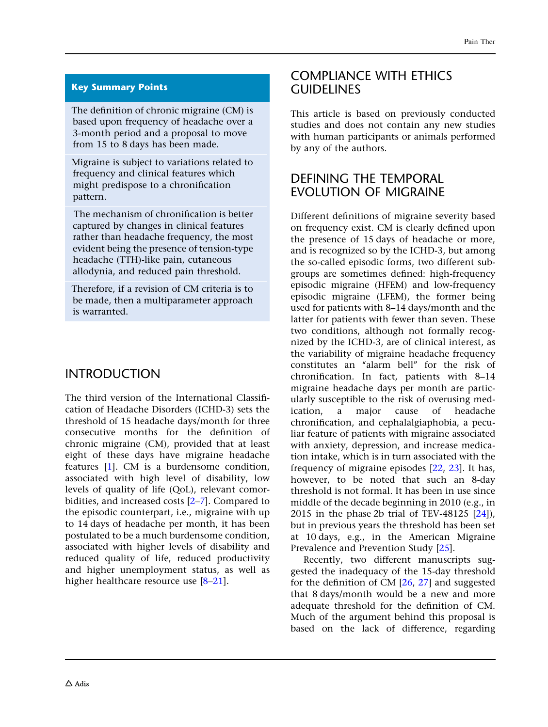## Key Summary Points

The definition of chronic migraine (CM) is based upon frequency of headache over a 3-month period and a proposal to move from 15 to 8 days has been made.

Migraine is subject to variations related to frequency and clinical features which might predispose to a chronification pattern.

The mechanism of chronification is better captured by changes in clinical features rather than headache frequency, the most evident being the presence of tension-type headache (TTH)-like pain, cutaneous allodynia, and reduced pain threshold.

Therefore, if a revision of CM criteria is to be made, then a multiparameter approach is warranted.

## INTRODUCTION

The third version of the International Classification of Headache Disorders (ICHD-3) sets the threshold of 15 headache days/month for three consecutive months for the definition of chronic migraine (CM), provided that at least eight of these days have migraine headache features [1]. CM is a burdensome condition, associated with high level of disability, low levels of quality of life (QoL), relevant comorbidities, and increased costs [2–7]. Compared to the episodic counterpart, i.e., migraine with up to 14 days of headache per month, it has been postulated to be a much burdensome condition, associated with higher levels of disability and reduced quality of life, reduced productivity and higher unemployment status, as well as higher healthcare resource use [8–21].

## COMPLIANCE WITH ETHICS GUIDELINES

This article is based on previously conducted studies and does not contain any new studies with human participants or animals performed by any of the authors.

## DEFINING THE TEMPORAL EVOLUTION OF MIGRAINE

Different definitions of migraine severity based on frequency exist. CM is clearly defined upon the presence of 15 days of headache or more, and is recognized so by the ICHD-3, but among the so-called episodic forms, two different subgroups are sometimes defined: high-frequency episodic migraine (HFEM) and low-frequency episodic migraine (LFEM), the former being used for patients with 8–14 days/month and the latter for patients with fewer than seven. These two conditions, although not formally recognized by the ICHD-3, are of clinical interest, as the variability of migraine headache frequency constitutes an "alarm bell" for the risk of chronification. In fact, patients with 8–14 migraine headache days per month are particularly susceptible to the risk of overusing medication, a major cause of headache chronification, and cephalalgiaphobia, a peculiar feature of patients with migraine associated with anxiety, depression, and increase medication intake, which is in turn associated with the frequency of migraine episodes [22, 23]. It has, however, to be noted that such an 8-day threshold is not formal. It has been in use since middle of the decade beginning in 2010 (e.g., in 2015 in the phase 2b trial of TEV-48125 [24]), but in previous years the threshold has been set at 10 days, e.g., in the American Migraine Prevalence and Prevention Study [25].

Recently, two different manuscripts suggested the inadequacy of the 15-day threshold for the definition of CM [26, 27] and suggested that 8 days/month would be a new and more adequate threshold for the definition of CM. Much of the argument behind this proposal is based on the lack of difference, regarding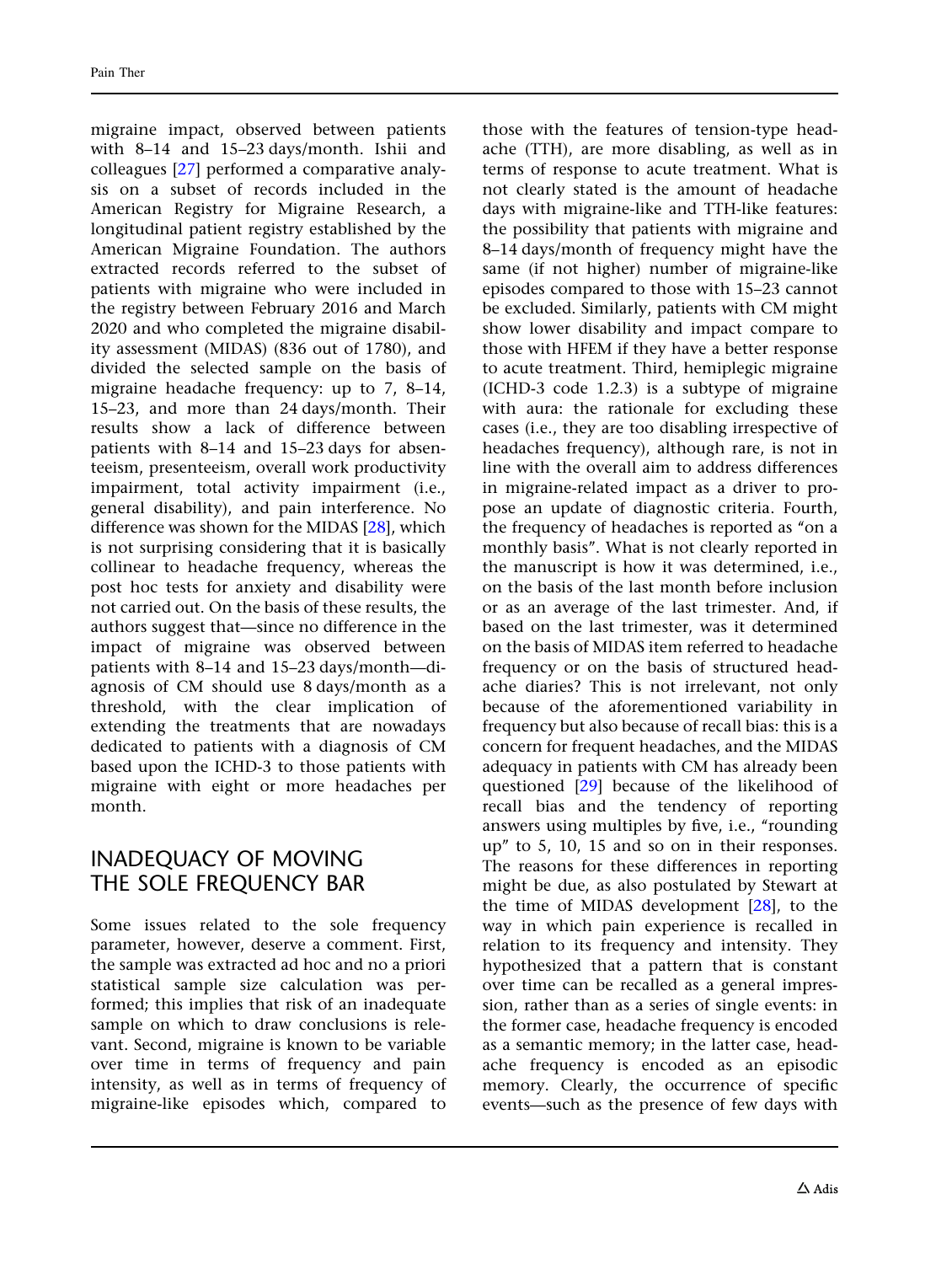migraine impact, observed between patients with 8–14 and 15–23 days/month. Ishii and colleagues [27] performed a comparative analysis on a subset of records included in the American Registry for Migraine Research, a longitudinal patient registry established by the American Migraine Foundation. The authors extracted records referred to the subset of patients with migraine who were included in the registry between February 2016 and March 2020 and who completed the migraine disability assessment (MIDAS) (836 out of 1780), and divided the selected sample on the basis of migraine headache frequency: up to 7, 8–14, 15–23, and more than 24 days/month. Their results show a lack of difference between patients with 8–14 and 15–23 days for absenteeism, presenteeism, overall work productivity impairment, total activity impairment (i.e., general disability), and pain interference. No difference was shown for the MIDAS [28], which is not surprising considering that it is basically collinear to headache frequency, whereas the post hoc tests for anxiety and disability were not carried out. On the basis of these results, the authors suggest that—since no difference in the impact of migraine was observed between patients with 8–14 and 15–23 days/month—diagnosis of CM should use 8 days/month as a threshold, with the clear implication of extending the treatments that are nowadays dedicated to patients with a diagnosis of CM based upon the ICHD-3 to those patients with migraine with eight or more headaches per month.

## INADEQUACY OF MOVING THE SOLE FREQUENCY BAR

Some issues related to the sole frequency parameter, however, deserve a comment. First, the sample was extracted ad hoc and no a priori statistical sample size calculation was performed; this implies that risk of an inadequate sample on which to draw conclusions is relevant. Second, migraine is known to be variable over time in terms of frequency and pain intensity, as well as in terms of frequency of migraine-like episodes which, compared to those with the features of tension-type headache (TTH), are more disabling, as well as in terms of response to acute treatment. What is not clearly stated is the amount of headache days with migraine-like and TTH-like features: the possibility that patients with migraine and 8–14 days/month of frequency might have the same (if not higher) number of migraine-like episodes compared to those with 15–23 cannot be excluded. Similarly, patients with CM might show lower disability and impact compare to those with HFEM if they have a better response to acute treatment. Third, hemiplegic migraine (ICHD-3 code 1.2.3) is a subtype of migraine with aura: the rationale for excluding these cases (i.e., they are too disabling irrespective of headaches frequency), although rare, is not in line with the overall aim to address differences in migraine-related impact as a driver to propose an update of diagnostic criteria. Fourth, the frequency of headaches is reported as "on a monthly basis". What is not clearly reported in the manuscript is how it was determined, i.e., on the basis of the last month before inclusion or as an average of the last trimester. And, if based on the last trimester, was it determined on the basis of MIDAS item referred to headache frequency or on the basis of structured headache diaries? This is not irrelevant, not only because of the aforementioned variability in frequency but also because of recall bias: this is a concern for frequent headaches, and the MIDAS adequacy in patients with CM has already been questioned [29] because of the likelihood of recall bias and the tendency of reporting answers using multiples by five, i.e., "rounding up" to 5, 10, 15 and so on in their responses. The reasons for these differences in reporting might be due, as also postulated by Stewart at the time of MIDAS development [28], to the way in which pain experience is recalled in relation to its frequency and intensity. They hypothesized that a pattern that is constant over time can be recalled as a general impression, rather than as a series of single events: in the former case, headache frequency is encoded as a semantic memory; in the latter case, headache frequency is encoded as an episodic memory. Clearly, the occurrence of specific events—such as the presence of few days with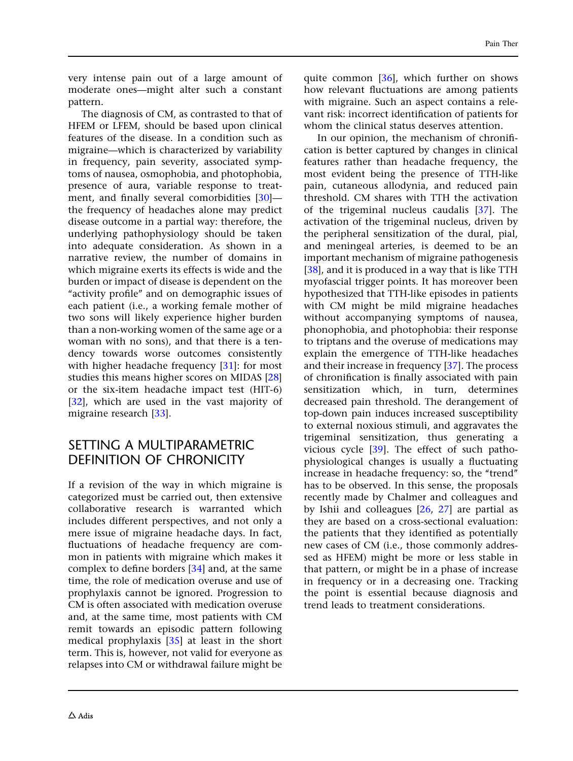very intense pain out of a large amount of moderate ones—might alter such a constant pattern.

The diagnosis of CM, as contrasted to that of HFEM or LFEM, should be based upon clinical features of the disease. In a condition such as migraine—which is characterized by variability in frequency, pain severity, associated symptoms of nausea, osmophobia, and photophobia, presence of aura, variable response to treatment, and finally several comorbidities [30]—the frequency of headaches alone may predict disease outcome in a partial way: therefore, the underlying pathophysiology should be taken into adequate consideration. As shown in a narrative review, the number of domains in which migraine exerts its effects is wide and the burden or impact of disease is dependent on the "activity profile" and on demographic issues of each patient (i.e., a working female mother of two sons will likely experience higher burden than a non-working women of the same age or a woman with no sons), and that there is a tendency towards worse outcomes consistently with higher headache frequency [31]: for most studies this means higher scores on MIDAS [28] or the six-item headache impact test (HIT-6) [32], which are used in the vast majority of migraine research [33].

## SETTING A MULTIPARAMETRIC DEFINITION OF CHRONICITY

If a revision of the way in which migraine is categorized must be carried out, then extensive collaborative research is warranted which includes different perspectives, and not only a mere issue of migraine headache days. In fact, fluctuations of headache frequency are common in patients with migraine which makes it complex to define borders [34] and, at the same time, the role of medication overuse and use of prophylaxis cannot be ignored. Progression to CM is often associated with medication overuse and, at the same time, most patients with CM remit towards an episodic pattern following medical prophylaxis [35] at least in the short term. This is, however, not valid for everyone as relapses into CM or withdrawal failure might be quite common [36], which further on shows how relevant fluctuations are among patients with migraine. Such an aspect contains a relevant risk: incorrect identification of patients for whom the clinical status deserves attention.

In our opinion, the mechanism of chronification is better captured by changes in clinical features rather than headache frequency, the most evident being the presence of TTH-like pain, cutaneous allodynia, and reduced pain threshold. CM shares with TTH the activation of the trigeminal nucleus caudalis [37]. The activation of the trigeminal nucleus, driven by the peripheral sensitization of the dural, pial, and meningeal arteries, is deemed to be an important mechanism of migraine pathogenesis [38], and it is produced in a way that is like TTH myofascial trigger points. It has moreover been hypothesized that TTH-like episodes in patients with CM might be mild migraine headaches without accompanying symptoms of nausea, phonophobia, and photophobia: their response to triptans and the overuse of medications may explain the emergence of TTH-like headaches and their increase in frequency [37]. The process of chronification is finally associated with pain sensitization which, in turn, determines decreased pain threshold. The derangement of top-down pain induces increased susceptibility to external noxious stimuli, and aggravates the trigeminal sensitization, thus generating a vicious cycle [39]. The effect of such pathophysiological changes is usually a fluctuating increase in headache frequency: so, the "trend" has to be observed. In this sense, the proposals recently made by Chalmer and colleagues and by Ishii and colleagues [26, 27] are partial as they are based on a cross-sectional evaluation: the patients that they identified as potentially new cases of CM (i.e., those commonly addressed as HFEM) might be more or less stable in that pattern, or might be in a phase of increase in frequency or in a decreasing one. Tracking the point is essential because diagnosis and trend leads to treatment considerations.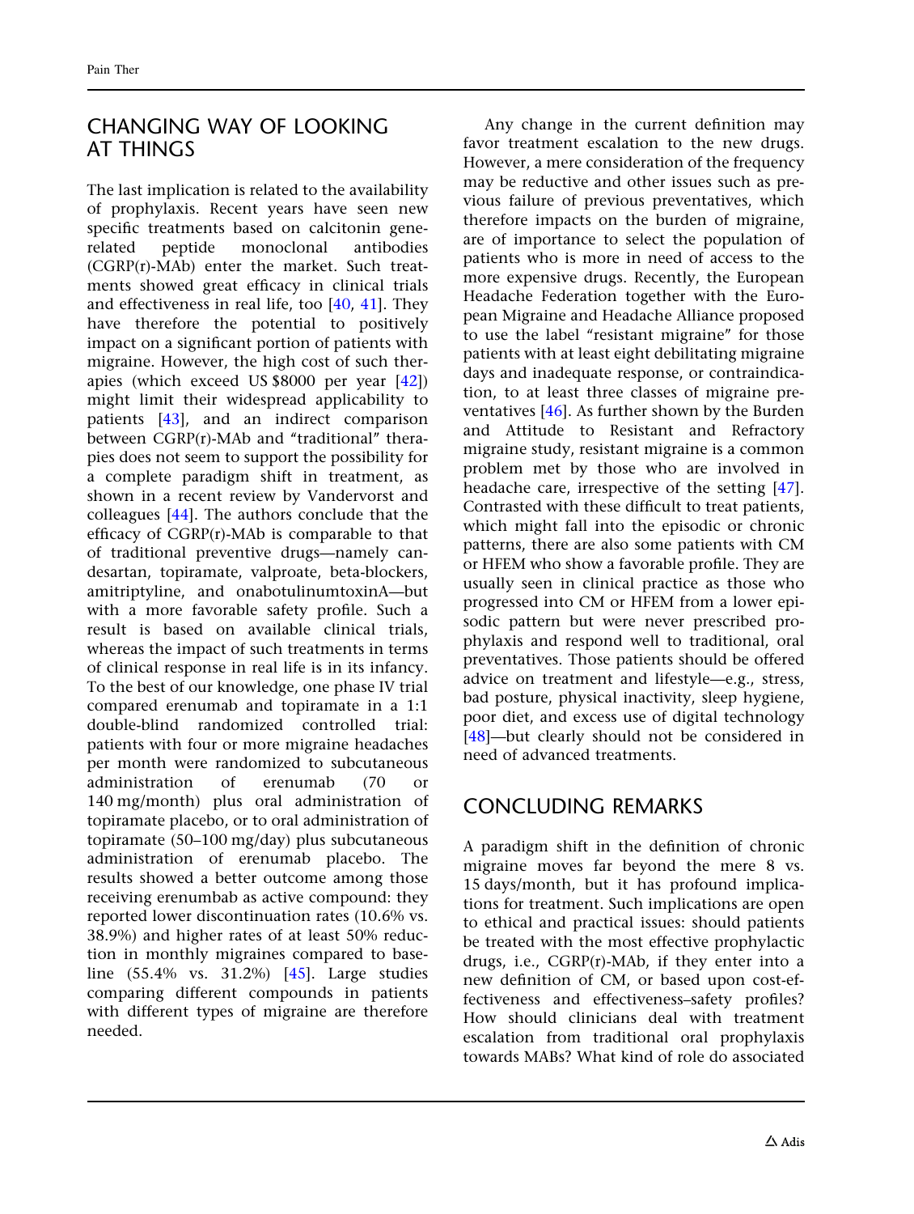## CHANGING WAY OF LOOKING AT THINGS

The last implication is related to the availability of prophylaxis. Recent years have seen new specific treatments based on calcitonin gene-related peptide monoclonal antibodies (CGRP(r)-MAb) enter the market. Such treatments showed great efficacy in clinical trials and effectiveness in real life, too [40, 41]. They have therefore the potential to positively impact on a significant portion of patients with migraine. However, the high cost of such therapies (which exceed US $8000 per year [42]) might limit their widespread applicability to patients [43], and an indirect comparison between CGRP(r)-MAb and "traditional" therapies does not seem to support the possibility for a complete paradigm shift in treatment, as shown in a recent review by Vandervorst and colleagues [44]. The authors conclude that the efficacy of CGRP(r)-MAb is comparable to that of traditional preventive drugs—namely candesartan, topiramate, valproate, beta-blockers, amitriptyline, and onabotulinumtoxinA—but with a more favorable safety profile. Such a result is based on available clinical trials, whereas the impact of such treatments in terms of clinical response in real life is in its infancy. To the best of our knowledge, one phase IV trial compared erenumab and topiramate in a 1:1 double-blind randomized controlled trial: patients with four or more migraine headaches per month were randomized to subcutaneous administration of erenumab (70 or 140 mg/month) plus oral administration of topiramate placebo, or to oral administration of topiramate (50–100 mg/day) plus subcutaneous administration of erenumab placebo. The results showed a better outcome among those receiving erenumbab as active compound: they reported lower discontinuation rates (10.6% vs. 38.9%) and higher rates of at least 50% reduction in monthly migraines compared to baseline (55.4% vs. 31.2%) [45]. Large studies comparing different compounds in patients with different types of migraine are therefore needed.

Any change in the current definition may favor treatment escalation to the new drugs. However, a mere consideration of the frequency may be reductive and other issues such as previous failure of previous preventatives, which therefore impacts on the burden of migraine, are of importance to select the population of patients who is more in need of access to the more expensive drugs. Recently, the European Headache Federation together with the European Migraine and Headache Alliance proposed to use the label "resistant migraine" for those patients with at least eight debilitating migraine days and inadequate response, or contraindication, to at least three classes of migraine preventatives [46]. As further shown by the Burden and Attitude to Resistant and Refractory migraine study, resistant migraine is a common problem met by those who are involved in headache care, irrespective of the setting [47]. Contrasted with these difficult to treat patients, which might fall into the episodic or chronic patterns, there are also some patients with CM or HFEM who show a favorable profile. They are usually seen in clinical practice as those who progressed into CM or HFEM from a lower episodic pattern but were never prescribed prophylaxis and respond well to traditional, oral preventatives. Those patients should be offered advice on treatment and lifestyle—e.g., stress, bad posture, physical inactivity, sleep hygiene, poor diet, and excess use of digital technology [48]—but clearly should not be considered in need of advanced treatments.

## CONCLUDING REMARKS

A paradigm shift in the definition of chronic migraine moves far beyond the mere 8 vs. 15 days/month, but it has profound implications for treatment. Such implications are open to ethical and practical issues: should patients be treated with the most effective prophylactic drugs, i.e., CGRP(r)-MAb, if they enter into a new definition of CM, or based upon cost-effectiveness and effectiveness–safety profiles? How should clinicians deal with treatment escalation from traditional oral prophylaxis towards MABs? What kind of role do associated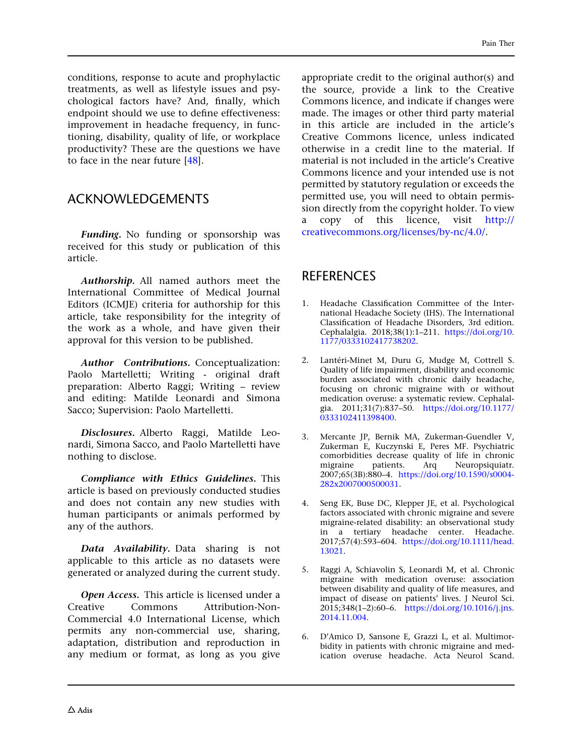conditions, response to acute and prophylactic treatments, as well as lifestyle issues and psychological factors have? And, finally, which endpoint should we use to define effectiveness: improvement in headache frequency, in functioning, disability, quality of life, or workplace productivity? These are the questions we have to face in the near future [48].

## ACKNOWLEDGEMENTS

***Funding.*** No funding or sponsorship was received for this study or publication of this article.

***Authorship.*** All named authors meet the International Committee of Medical Journal Editors (ICMJE) criteria for authorship for this article, take responsibility for the integrity of the work as a whole, and have given their approval for this version to be published.

***Author Contributions.*** Conceptualization: Paolo Martelletti; Writing - original draft preparation: Alberto Raggi; Writing – review and editing: Matilde Leonardi and Simona Sacco; Supervision: Paolo Martelletti.

***Disclosures.*** Alberto Raggi, Matilde Leonardi, Simona Sacco, and Paolo Martelletti have nothing to disclose.

***Compliance with Ethics Guidelines.*** This article is based on previously conducted studies and does not contain any new studies with human participants or animals performed by any of the authors.

***Data Availability.*** Data sharing is not applicable to this article as no datasets were generated or analyzed during the current study.

***Open Access.*** This article is licensed under a Creative Commons Attribution-Non-Commercial 4.0 International License, which permits any non-commercial use, sharing, adaptation, distribution and reproduction in any medium or format, as long as you give appropriate credit to the original author(s) and the source, provide a link to the Creative Commons licence, and indicate if changes were made. The images or other third party material in this article are included in the article's Creative Commons licence, unless indicated otherwise in a credit line to the material. If material is not included in the article's Creative Commons licence and your intended use is not permitted by statutory regulation or exceeds the permitted use, you will need to obtain permission directly from the copyright holder. To view a copy of this licence, visit http://creativecommons.org/licenses/by-nc/4.0/.

## REFERENCES

1. Headache Classification Committee of the International Headache Society (IHS). The International Classification of Headache Disorders, 3rd edition. Cephalalgia. 2018;38(1):1–211. https://doi.org/10.1177/0333102417738202.

2. Lantéri-Minet M, Duru G, Mudge M, Cottrell S. Quality of life impairment, disability and economic burden associated with chronic daily headache, focusing on chronic migraine with or without medication overuse: a systematic review. Cephalalgia. 2011;31(7):837–50. https://doi.org/10.1177/0333102411398400.

3. Mercante JP, Bernik MA, Zukerman-Guendler V, Zukerman E, Kuczynski E, Peres MF. Psychiatric comorbidities decrease quality of life in chronic migraine patients. Arq Neuropsiquiatr. 2007;65(3B):880–4. https://doi.org/10.1590/s0004-282x2007000500031.

4. Seng EK, Buse DC, Klepper JE, et al. Psychological factors associated with chronic migraine and severe migraine-related disability: an observational study in a tertiary headache center. Headache. 2017;57(4):593–604. https://doi.org/10.1111/head.13021.

5. Raggi A, Schiavolin S, Leonardi M, et al. Chronic migraine with medication overuse: association between disability and quality of life measures, and impact of disease on patients' lives. J Neurol Sci. 2015;348(1–2):60–6. https://doi.org/10.1016/j.jns.2014.11.004.

6. D'Amico D, Sansone E, Grazzi L, et al. Multimorbidity in patients with chronic migraine and medication overuse headache. Acta Neurol Scand.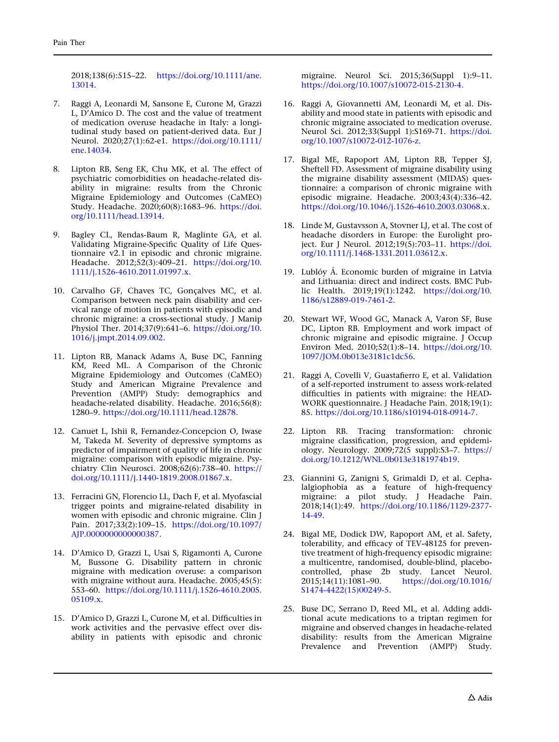2018;138(6):515–22. https://doi.org/10.1111/ane.13014.

7. Raggi A, Leonardi M, Sansone E, Curone M, Grazzi L, D'Amico D. The cost and the value of treatment of medication overuse headache in Italy: a longitudinal study based on patient-derived data. Eur J Neurol. 2020;27(1):62-e1. https://doi.org/10.1111/ene.14034.

8. Lipton RB, Seng EK, Chu MK, et al. The effect of psychiatric comorbidities on headache-related disability in migraine: results from the Chronic Migraine Epidemiology and Outcomes (CaMEO) Study. Headache. 2020;60(8):1683–96. https://doi.org/10.1111/head.13914.

9. Bagley CL, Rendas-Baum R, Maglinte GA, et al. Validating Migraine-Specific Quality of Life Questionnaire v2.1 in episodic and chronic migraine. Headache. 2012;52(3):409–21. https://doi.org/10.1111/j.1526-4610.2011.01997.x.

10. Carvalho GF, Chaves TC, Gonçalves MC, et al. Comparison between neck pain disability and cervical range of motion in patients with episodic and chronic migraine: a cross-sectional study. J Manip Physiol Ther. 2014;37(9):641–6. https://doi.org/10.1016/j.jmpt.2014.09.002.

11. Lipton RB, Manack Adams A, Buse DC, Fanning KM, Reed ML. A Comparison of the Chronic Migraine Epidemiology and Outcomes (CaMEO) Study and American Migraine Prevalence and Prevention (AMPP) Study: demographics and headache-related disability. Headache. 2016;56(8):1280–9. https://doi.org/10.1111/head.12878.

12. Canuet L, Ishii R, Fernandez-Concepcion O, Iwase M, Takeda M. Severity of depressive symptoms as predictor of impairment of quality of life in chronic migraine: comparison with episodic migraine. Psychiatry Clin Neurosci. 2008;62(6):738–40. https://doi.org/10.1111/j.1440-1819.2008.01867.x.

13. Ferracini GN, Florencio LL, Dach F, et al. Myofascial trigger points and migraine-related disability in women with episodic and chronic migraine. Clin J Pain. 2017;33(2):109–15. https://doi.org/10.1097/AJP.0000000000000387.

14. D'Amico D, Grazzi L, Usai S, Rigamonti A, Curone M, Bussone G. Disability pattern in chronic migraine with medication overuse: a comparison with migraine without aura. Headache. 2005;45(5):553–60. https://doi.org/10.1111/j.1526-4610.2005.05109.x.

15. D'Amico D, Grazzi L, Curone M, et al. Difficulties in work activities and the pervasive effect over disability in patients with episodic and chronic migraine. Neurol Sci. 2015;36(Suppl 1):9–11. https://doi.org/10.1007/s10072-015-2130-4.

16. Raggi A, Giovannetti AM, Leonardi M, et al. Disability and mood state in patients with episodic and chronic migraine associated to medication overuse. Neurol Sci. 2012;33(Suppl 1):S169-71. https://doi.org/10.1007/s10072-012-1076-z.

17. Bigal ME, Rapoport AM, Lipton RB, Tepper SJ, Sheftell FD. Assessment of migraine disability using the migraine disability assessment (MIDAS) questionnaire: a comparison of chronic migraine with episodic migraine. Headache. 2003;43(4):336–42. https://doi.org/10.1046/j.1526-4610.2003.03068.x.

18. Linde M, Gustavsson A, Stovner LJ, et al. The cost of headache disorders in Europe: the Eurolight project. Eur J Neurol. 2012;19(5):703–11. https://doi.org/10.1111/j.1468-1331.2011.03612.x.

19. Lublóy Á. Economic burden of migraine in Latvia and Lithuania: direct and indirect costs. BMC Public Health. 2019;19(1):1242. https://doi.org/10.1186/s12889-019-7461-2.

20. Stewart WF, Wood GC, Manack A, Varon SF, Buse DC, Lipton RB. Employment and work impact of chronic migraine and episodic migraine. J Occup Environ Med. 2010;52(1):8–14. https://doi.org/10.1097/JOM.0b013e3181c1dc56.

21. Raggi A, Covelli V, Guastafierro E, et al. Validation of a self-reported instrument to assess work-related difficulties in patients with migraine: the HEADWORK questionnaire. J Headache Pain. 2018;19(1):85. https://doi.org/10.1186/s10194-018-0914-7.

22. Lipton RB. Tracing transformation: chronic migraine classification, progression, and epidemiology. Neurology. 2009;72(5 suppl):S3–7. https://doi.org/10.1212/WNL.0b013e3181974b19.

23. Giannini G, Zanigni S, Grimaldi D, et al. Cephalalgiophobia as a feature of high-frequency migraine: a pilot study. J Headache Pain. 2018;14(1):49. https://doi.org/10.1186/1129-2377-14-49.

24. Bigal ME, Dodick DW, Rapoport AM, et al. Safety, tolerability, and efficacy of TEV-48125 for preventive treatment of high-frequency episodic migraine: a multicentre, randomised, double-blind, placebo-controlled, phase 2b study. Lancet Neurol. 2015;14(11):1081–90. https://doi.org/10.1016/S1474-4422(15)00249-5.

25. Buse DC, Serrano D, Reed ML, et al. Adding additional acute medications to a triptan regimen for migraine and observed changes in headache-related disability: results from the American Migraine Prevalence and Prevention (AMPP) Study.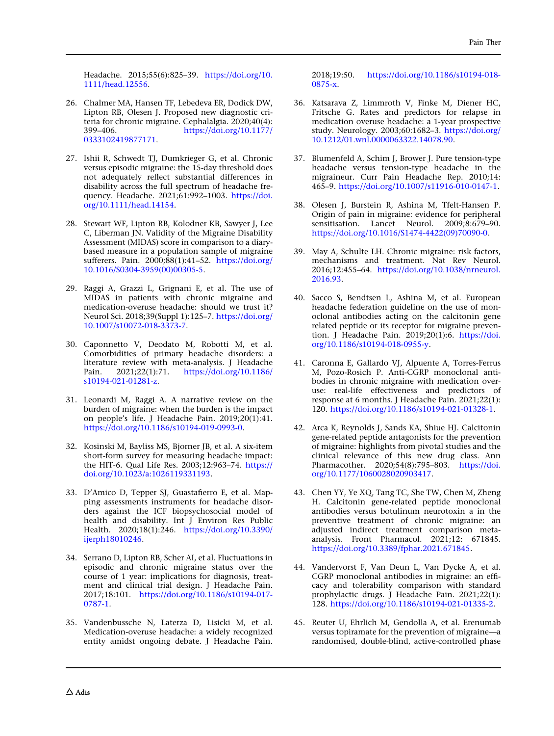Headache. 2015;55(6):825–39. https://doi.org/10.1111/head.12556.

26. Chalmer MA, Hansen TF, Lebedeva ER, Dodick DW, Lipton RB, Olesen J. Proposed new diagnostic criteria for chronic migraine. Cephalalgia. 2020;40(4): 399–406. https://doi.org/10.1177/0333102419877171.

27. Ishii R, Schwedt TJ, Dumkrieger G, et al. Chronic versus episodic migraine: the 15-day threshold does not adequately reflect substantial differences in disability across the full spectrum of headache frequency. Headache. 2021;61:992–1003. https://doi.org/10.1111/head.14154.

28. Stewart WF, Lipton RB, Kolodner KB, Sawyer J, Lee C, Liberman JN. Validity of the Migraine Disability Assessment (MIDAS) score in comparison to a diary-based measure in a population sample of migraine sufferers. Pain. 2000;88(1):41–52. https://doi.org/10.1016/S0304-3959(00)00305-5.

29. Raggi A, Grazzi L, Grignani E, et al. The use of MIDAS in patients with chronic migraine and medication-overuse headache: should we trust it? Neurol Sci. 2018;39(Suppl 1):125–7. https://doi.org/10.1007/s10072-018-3373-7.

30. Caponnetto V, Deodato M, Robotti M, et al. Comorbidities of primary headache disorders: a literature review with meta-analysis. J Headache Pain. 2021;22(1):71. https://doi.org/10.1186/s10194-021-01281-z.

31. Leonardi M, Raggi A. A narrative review on the burden of migraine: when the burden is the impact on people's life. J Headache Pain. 2019;20(1):41. https://doi.org/10.1186/s10194-019-0993-0.

32. Kosinski M, Bayliss MS, Bjorner JB, et al. A six-item short-form survey for measuring headache impact: the HIT-6. Qual Life Res. 2003;12:963–74. https://doi.org/10.1023/a:1026119331193.

33. D'Amico D, Tepper SJ, Guastafierro E, et al. Mapping assessments instruments for headache disorders against the ICF biopsychosocial model of health and disability. Int J Environ Res Public Health. 2020;18(1):246. https://doi.org/10.3390/ijerph18010246.

34. Serrano D, Lipton RB, Scher AI, et al. Fluctuations in episodic and chronic migraine status over the course of 1 year: implications for diagnosis, treatment and clinical trial design. J Headache Pain. 2017;18:101. https://doi.org/10.1186/s10194-017-0787-1.

35. Vandenbussche N, Laterza D, Lisicki M, et al. Medication-overuse headache: a widely recognized entity amidst ongoing debate. J Headache Pain. 2018;19:50. https://doi.org/10.1186/s10194-018-0875-x.

36. Katsarava Z, Limmroth V, Finke M, Diener HC, Fritsche G. Rates and predictors for relapse in medication overuse headache: a 1-year prospective study. Neurology. 2003;60:1682–3. https://doi.org/10.1212/01.wnl.0000063322.14078.90.

37. Blumenfeld A, Schim J, Brower J. Pure tension-type headache versus tension-type headache in the migraineur. Curr Pain Headache Rep. 2010;14: 465–9. https://doi.org/10.1007/s11916-010-0147-1.

38. Olesen J, Burstein R, Ashina M, Tfelt-Hansen P. Origin of pain in migraine: evidence for peripheral sensitisation. Lancet Neurol. 2009;8:679–90. https://doi.org/10.1016/S1474-4422(09)70090-0.

39. May A, Schulte LH. Chronic migraine: risk factors, mechanisms and treatment. Nat Rev Neurol. 2016;12:455–64. https://doi.org/10.1038/nrneurol.2016.93.

40. Sacco S, Bendtsen L, Ashina M, et al. European headache federation guideline on the use of monoclonal antibodies acting on the calcitonin gene related peptide or its receptor for migraine prevention. J Headache Pain. 2019;20(1):6. https://doi.org/10.1186/s10194-018-0955-y.

41. Caronna E, Gallardo VJ, Alpuente A, Torres-Ferrus M, Pozo-Rosich P. Anti-CGRP monoclonal antibodies in chronic migraine with medication overuse: real-life effectiveness and predictors of response at 6 months. J Headache Pain. 2021;22(1): 120. https://doi.org/10.1186/s10194-021-01328-1.

42. Arca K, Reynolds J, Sands KA, Shiue HJ. Calcitonin gene-related peptide antagonists for the prevention of migraine: highlights from pivotal studies and the clinical relevance of this new drug class. Ann Pharmacother. 2020;54(8):795–803. https://doi.org/10.1177/1060028020903417.

43. Chen YY, Ye XQ, Tang TC, She TW, Chen M, Zheng H. Calcitonin gene-related peptide monoclonal antibodies versus botulinum neurotoxin a in the preventive treatment of chronic migraine: an adjusted indirect treatment comparison meta-analysis. Front Pharmacol. 2021;12: 671845. https://doi.org/10.3389/fphar.2021.671845.

44. Vandervorst F, Van Deun L, Van Dycke A, et al. CGRP monoclonal antibodies in migraine: an efficacy and tolerability comparison with standard prophylactic drugs. J Headache Pain. 2021;22(1): 128. https://doi.org/10.1186/s10194-021-01335-2.

45. Reuter U, Ehrlich M, Gendolla A, et al. Erenumab versus topiramate for the prevention of migraine—a randomised, double-blind, active-controlled phase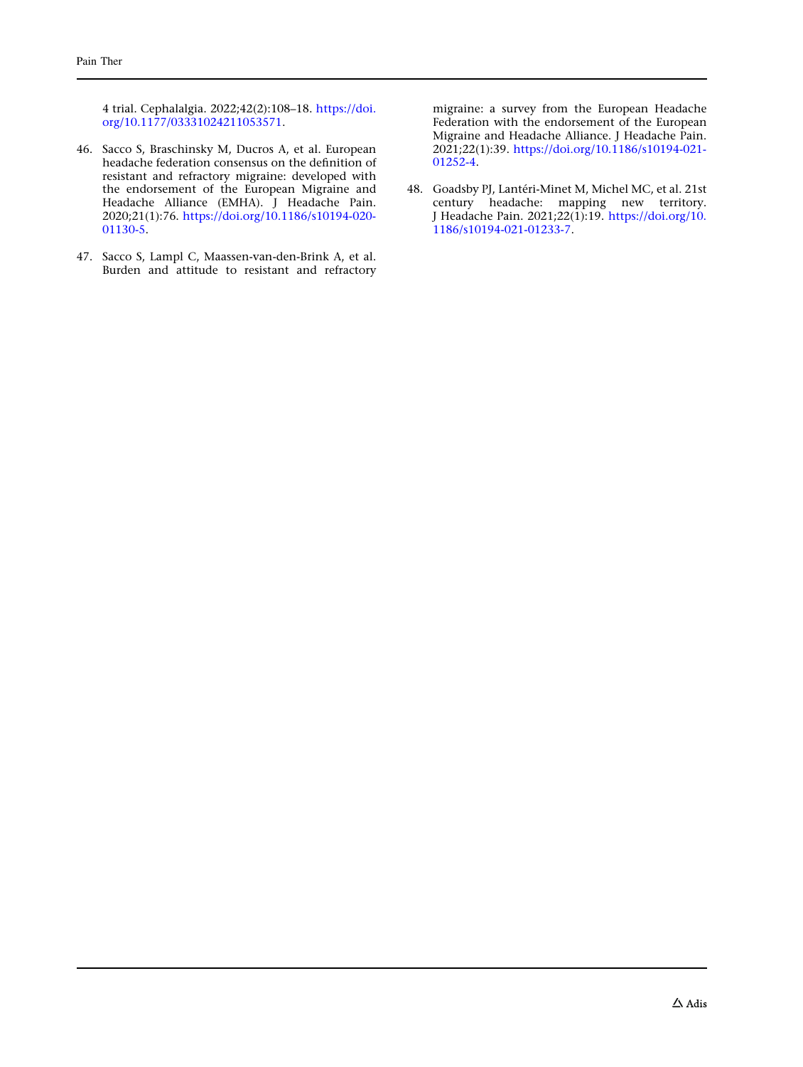4 trial. Cephalalgia. 2022;42(2):108–18. https://doi.org/10.1177/03331024211053571.

46. Sacco S, Braschinsky M, Ducros A, et al. European headache federation consensus on the definition of resistant and refractory migraine: developed with the endorsement of the European Migraine and Headache Alliance (EMHA). J Headache Pain. 2020;21(1):76. https://doi.org/10.1186/s10194-020-01130-5.

47. Sacco S, Lampl C, Maassen-van-den-Brink A, et al. Burden and attitude to resistant and refractory migraine: a survey from the European Headache Federation with the endorsement of the European Migraine and Headache Alliance. J Headache Pain. 2021;22(1):39. https://doi.org/10.1186/s10194-021-01252-4.

48. Goadsby PJ, Lantéri-Minet M, Michel MC, et al. 21st century headache: mapping new territory. J Headache Pain. 2021;22(1):19. https://doi.org/10.1186/s10194-021-01233-7.